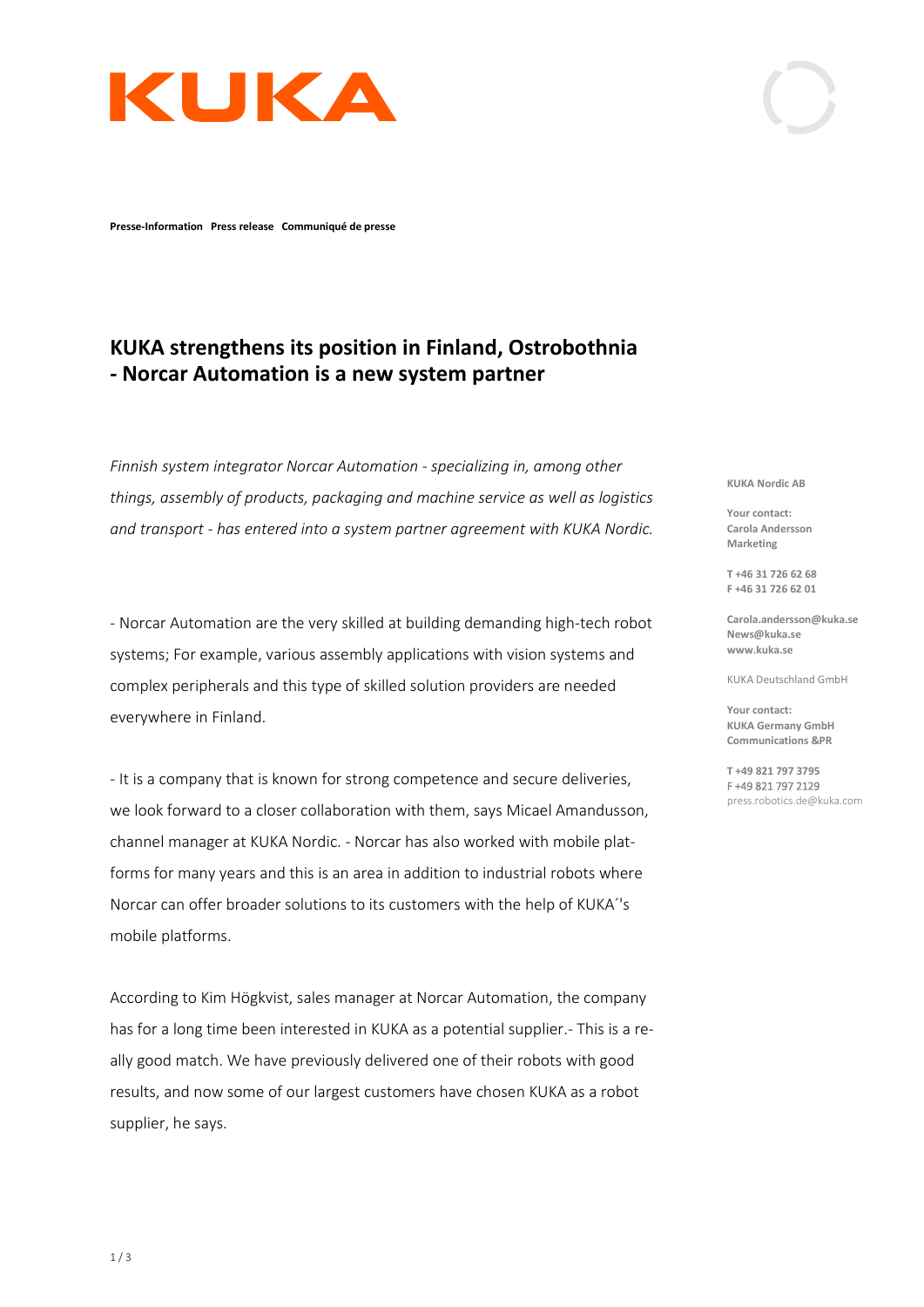Presse-Information Press release Communiqué de presse

# KUKA strengthens its position in Finland, Ostrobothnia - Norcar Automation is a new system partner

*Finnish system integrator Norcar Automation - specializing in, among other things, assembly of products, packaging and machine service as well as logistics and transport - has entered into a system partner agreement with KUKA Nordic.*

- Norcar Automation are the very skilled at building demanding high-tech robot systems; For example, various assembly applications with vision systems and complex peripherals and this type of skilled solution providers are needed everywhere in Finland.

- It is a company that is known for strong competence and secure deliveries, we look forward to a closer collaboration with them, says Micael Amandusson, channel manager at KUKA Nordic. - Norcar has also worked with mobile platforms for many years and this is an area in addition to industrial robots where Norcar can offer broader solutions to its customers with the help of KUKA´'s mobile platforms.

According to Kim Högkvist, sales manager at Norcar Automation, the company has for a long time been interested in KUKA as a potential supplier.- This is a really good match. We have previously delivered one of their robots with good results, and now some of our largest customers have chosen KUKA as a robot supplier, he says.

**KUKA Nordic AB**

**Your contact:**
**Carola Andersson**
**Marketing**

**T +46 31 726 62 68**
**F +46 31 726 62 01**

**Carola.andersson@kuka.se**
**News@kuka.se**
**www.kuka.se**

KUKA Deutschland GmbH

**Your contact:**
**KUKA Germany GmbH**
**Communications &PR**

**T +49 821 797 3795**
F +49 821 797 2129
press.robotics.de@kuka.com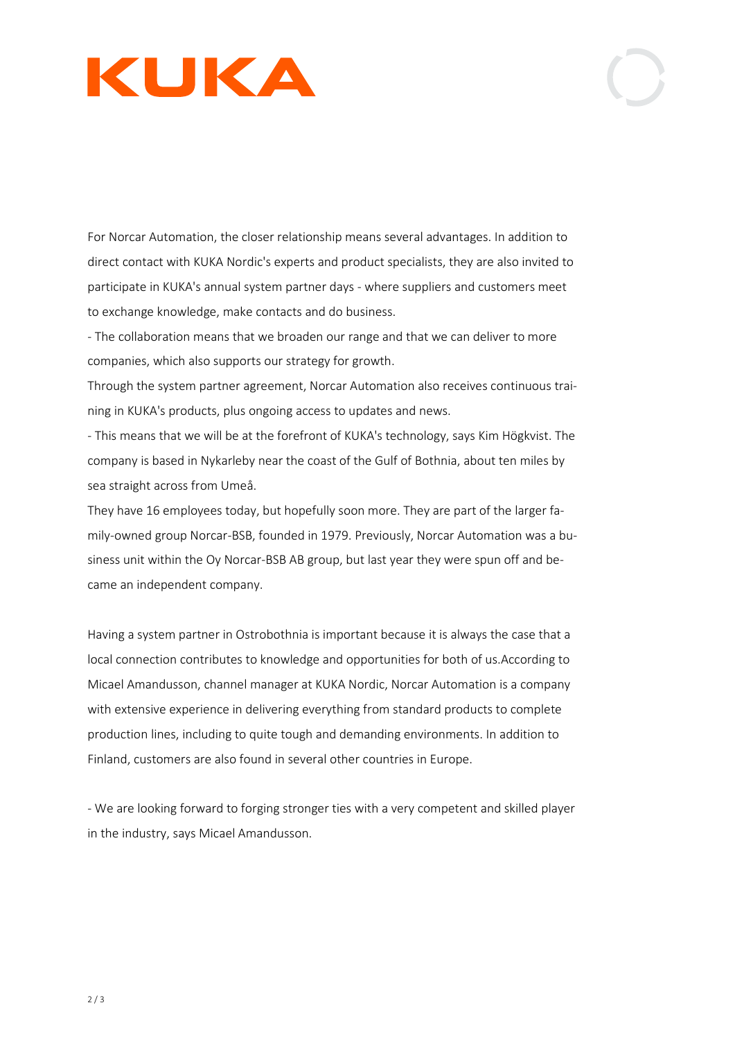For Norcar Automation, the closer relationship means several advantages. In addition to direct contact with KUKA Nordic's experts and product specialists, they are also invited to participate in KUKA's annual system partner days - where suppliers and customers meet to exchange knowledge, make contacts and do business.

- The collaboration means that we broaden our range and that we can deliver to more companies, which also supports our strategy for growth.

Through the system partner agreement, Norcar Automation also receives continuous training in KUKA's products, plus ongoing access to updates and news.

- This means that we will be at the forefront of KUKA's technology, says Kim Högkvist. The company is based in Nykarleby near the coast of the Gulf of Bothnia, about ten miles by sea straight across from Umeå.

They have 16 employees today, but hopefully soon more. They are part of the larger family-owned group Norcar-BSB, founded in 1979. Previously, Norcar Automation was a business unit within the Oy Norcar-BSB AB group, but last year they were spun off and became an independent company.

Having a system partner in Ostrobothnia is important because it is always the case that a local connection contributes to knowledge and opportunities for both of us.According to Micael Amandusson, channel manager at KUKA Nordic, Norcar Automation is a company with extensive experience in delivering everything from standard products to complete production lines, including to quite tough and demanding environments. In addition to Finland, customers are also found in several other countries in Europe.

- We are looking forward to forging stronger ties with a very competent and skilled player in the industry, says Micael Amandusson.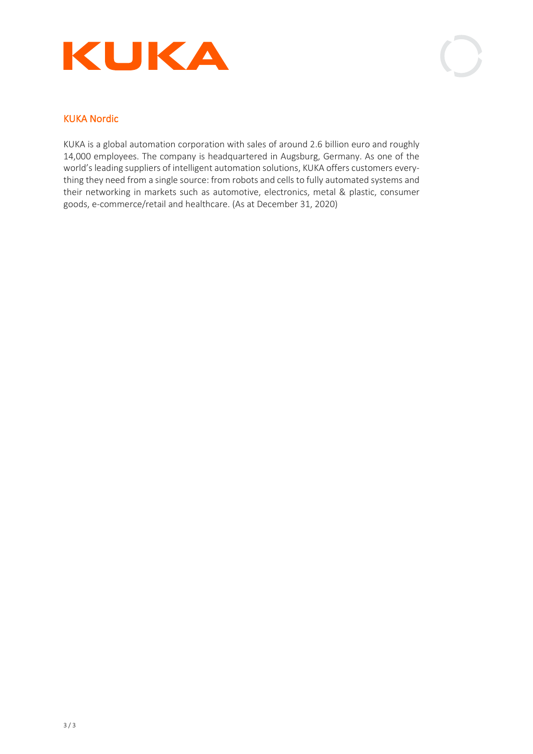## KUKA Nordic

KUKA is a global automation corporation with sales of around 2.6 billion euro and roughly 14,000 employees. The company is headquartered in Augsburg, Germany. As one of the world's leading suppliers of intelligent automation solutions, KUKA offers customers everything they need from a single source: from robots and cells to fully automated systems and their networking in markets such as automotive, electronics, metal & plastic, consumer goods, e-commerce/retail and healthcare. (As at December 31, 2020)